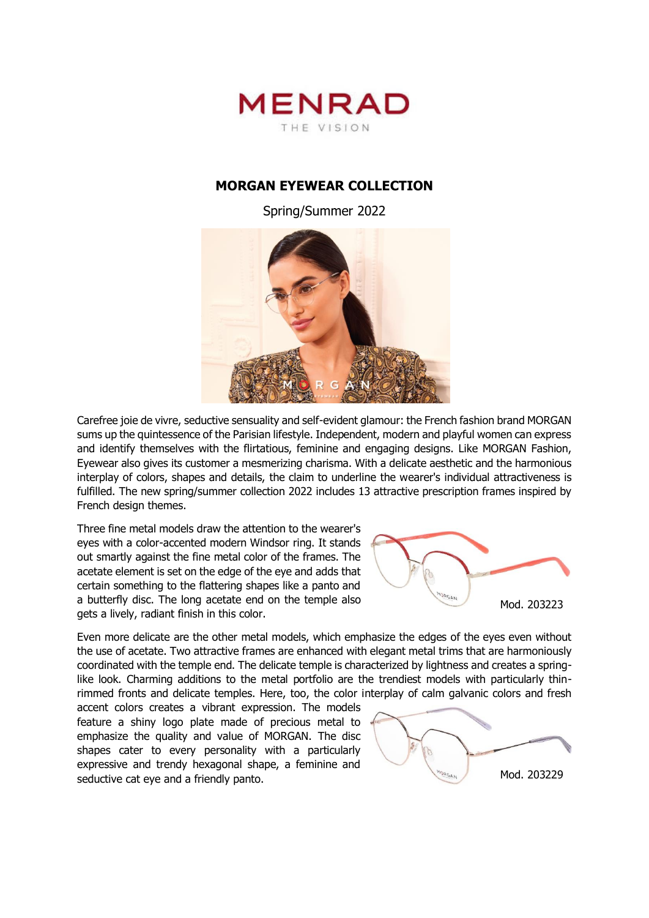MENRAD

THE VISION

## MORGAN EYEWEAR COLLECTION

Spring/Summer 2022

Carefree joie de vivre, seductive sensuality and self-evident glamour: the French fashion brand MORGAN sums up the quintessence of the Parisian lifestyle. Independent, modern and playful women can express and identify themselves with the flirtatious, feminine and engaging designs. Like MORGAN Fashion, Eyewear also gives its customer a mesmerizing charisma. With a delicate aesthetic and the harmonious interplay of colors, shapes and details, the claim to underline the wearer's individual attractiveness is fulfilled. The new spring/summer collection 2022 includes 13 attractive prescription frames inspired by French design themes.

Three fine metal models draw the attention to the wearer's eyes with a color-accented modern Windsor ring. It stands out smartly against the fine metal color of the frames. The acetate element is set on the edge of the eye and adds that certain something to the flattering shapes like a panto and a butterfly disc. The long acetate end on the temple also gets a lively, radiant finish in this color.

Mod. 203223

Even more delicate are the other metal models, which emphasize the edges of the eyes even without the use of acetate. Two attractive frames are enhanced with elegant metal trims that are harmoniously coordinated with the temple end. The delicate temple is characterized by lightness and creates a spring-like look. Charming additions to the metal portfolio are the trendiest models with particularly thin-rimmed fronts and delicate temples. Here, too, the color interplay of calm galvanic colors and fresh accent colors creates a vibrant expression. The models feature a shiny logo plate made of precious metal to emphasize the quality and value of MORGAN. The disc shapes cater to every personality with a particularly expressive and trendy hexagonal shape, a feminine and seductive cat eye and a friendly panto.

Mod. 203229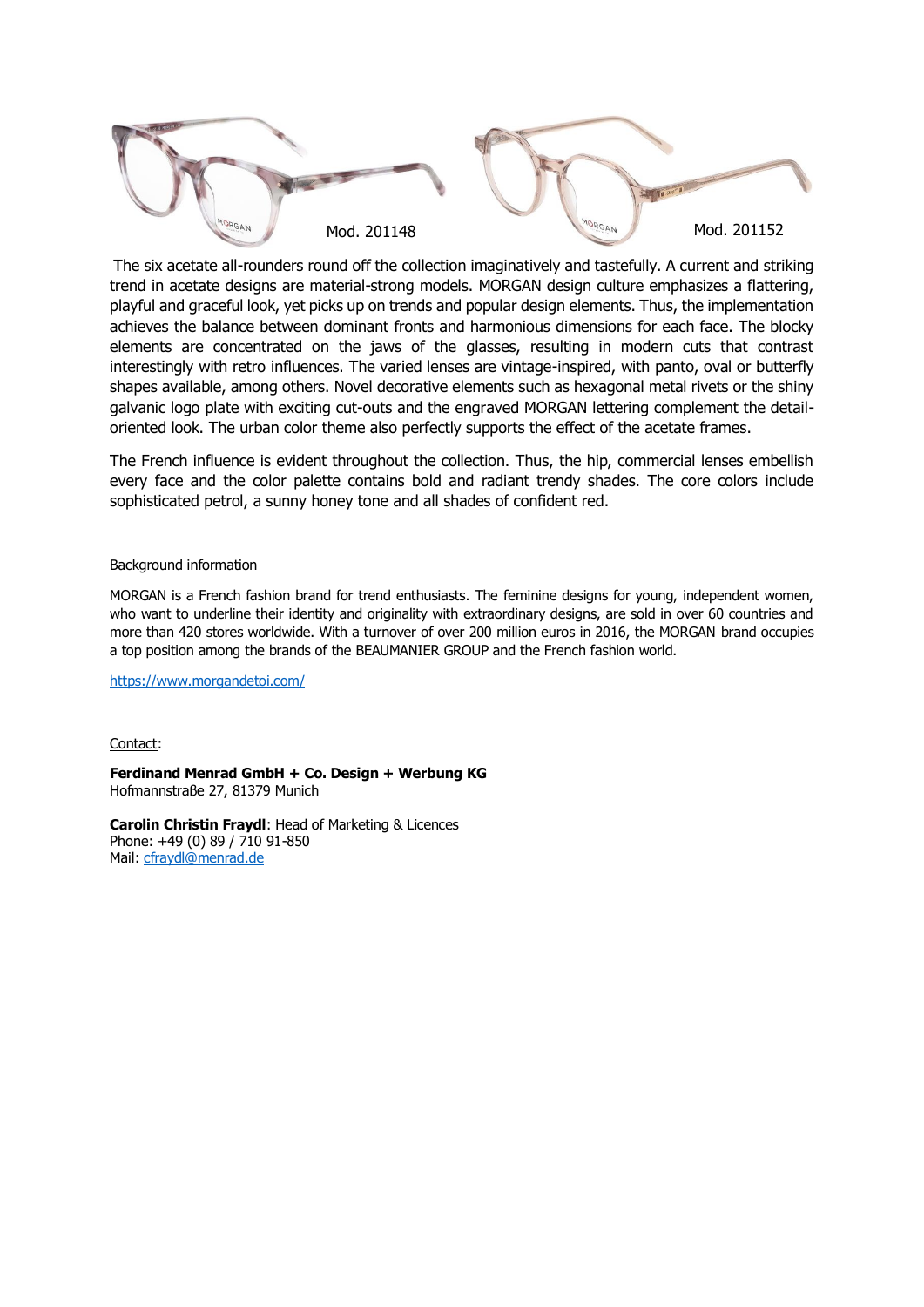Mod. 201148

Mod. 201152

The six acetate all-rounders round off the collection imaginatively and tastefully. A current and striking trend in acetate designs are material-strong models. MORGAN design culture emphasizes a flattering, playful and graceful look, yet picks up on trends and popular design elements. Thus, the implementation achieves the balance between dominant fronts and harmonious dimensions for each face. The blocky elements are concentrated on the jaws of the glasses, resulting in modern cuts that contrast interestingly with retro influences. The varied lenses are vintage-inspired, with panto, oval or butterfly shapes available, among others. Novel decorative elements such as hexagonal metal rivets or the shiny galvanic logo plate with exciting cut-outs and the engraved MORGAN lettering complement the detail-oriented look. The urban color theme also perfectly supports the effect of the acetate frames.

The French influence is evident throughout the collection. Thus, the hip, commercial lenses embellish every face and the color palette contains bold and radiant trendy shades. The core colors include sophisticated petrol, a sunny honey tone and all shades of confident red.

Background information

MORGAN is a French fashion brand for trend enthusiasts. The feminine designs for young, independent women, who want to underline their identity and originality with extraordinary designs, are sold in over 60 countries and more than 420 stores worldwide. With a turnover of over 200 million euros in 2016, the MORGAN brand occupies a top position among the brands of the BEAUMANIER GROUP and the French fashion world.

https://www.morgandetoi.com/

Contact:

**Ferdinand Menrad GmbH + Co. Design + Werbung KG**
Hofmannstraße 27, 81379 Munich

**Carolin Christin Fraydl**: Head of Marketing & Licences
Phone: +49 (0) 89 / 710 91-850
Mail: cfraydl@menrad.de